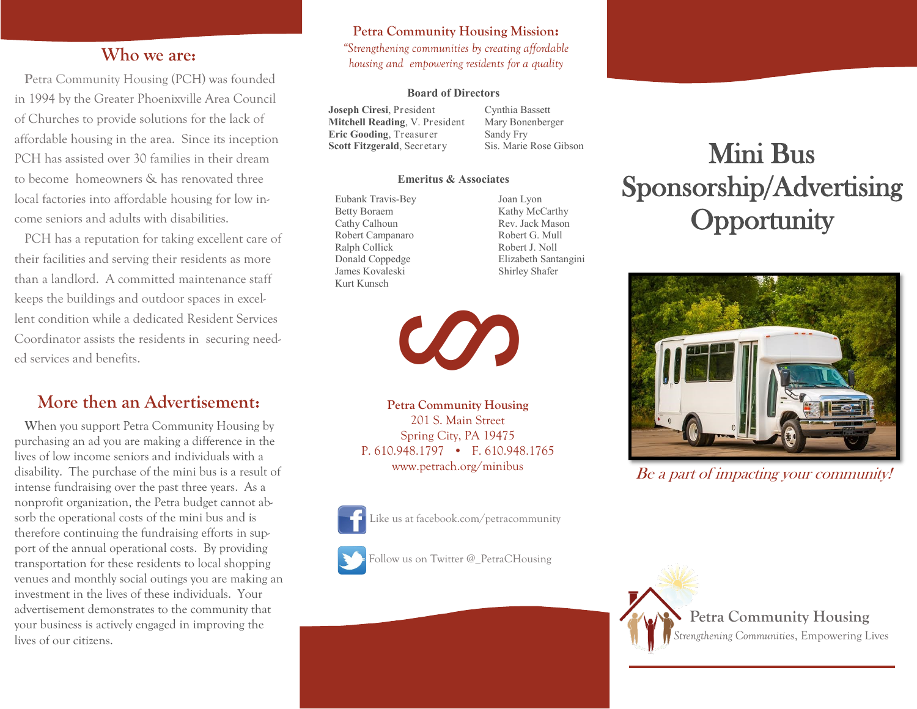## Who we are:

Petra Community Housing (PCH) was founded in 1994 by the Greater Phoenixville Area Council of Churches to provide solutions for the lack of affordable housing in the area. Since its inception PCH has assisted over 30 families in their dream to become homeowners & has renovated three local factories into affordable housing for low income seniors and adults with disabilities.

PCH has a reputation for taking excellent care of their facilities and serving their residents as more than a landlord. A committed maintenance staff keeps the buildings and outdoor spaces in excellent condition while a dedicated Resident Services Coordinator assists the residents in securing needed services and benefits.

## More then an Advertisement:

When you support Petra Community Housing by purchasing an ad you are making a difference in the lives of low income seniors and individuals with a disability. The purchase of the mini bus is a result of intense fundraising over the past three years. As a nonprofit organization, the Petra budget cannot absorb the operational costs of the mini bus and is therefore continuing the fundraising efforts in support of the annual operational costs. By providing transportation for these residents to local shopping venues and monthly social outings you are making an investment in the lives of these individuals. Your advertisement demonstrates to the community that your business is actively engaged in improving the lives of our citizens.

### Petra Community Housing Mission:

*"Strengthening communities by creating affordable housing and empowering residents for a quality*

### Board of Directors

**Joseph Ciresi**, President
**Mitchell Reading**, V. President
**Eric Gooding**, Treasurer
**Scott Fitzgerald**, Secretary
Cynthia Bassett
Mary Bonenberger
Sandy Fry
Sis. Marie Rose Gibson

### Emeritus & Associates

Eubank Travis-Bey
Betty Boraem
Cathy Calhoun
Robert Campanaro
Ralph Collick
Donald Coppedge
James Kovaleski
Kurt Kunsch
Joan Lyon
Kathy McCarthy
Rev. Jack Mason
Robert G. Mull
Robert J. Noll
Elizabeth Santangini
Shirley Shafer

**Petra Community Housing**
201 S. Main Street
Spring City, PA 19475
P. 610.948.1797 • F. 610.948.1765
www.petrach.org/minibus

Like us at facebook.com/petracommunity

Follow us on Twitter @_PetraCHousing

# Mini Bus Sponsorship/Advertising Opportunity

*Be a part of impacting your community!*

**Petra Community Housing**
*Strengthening Communities*, Empowering Lives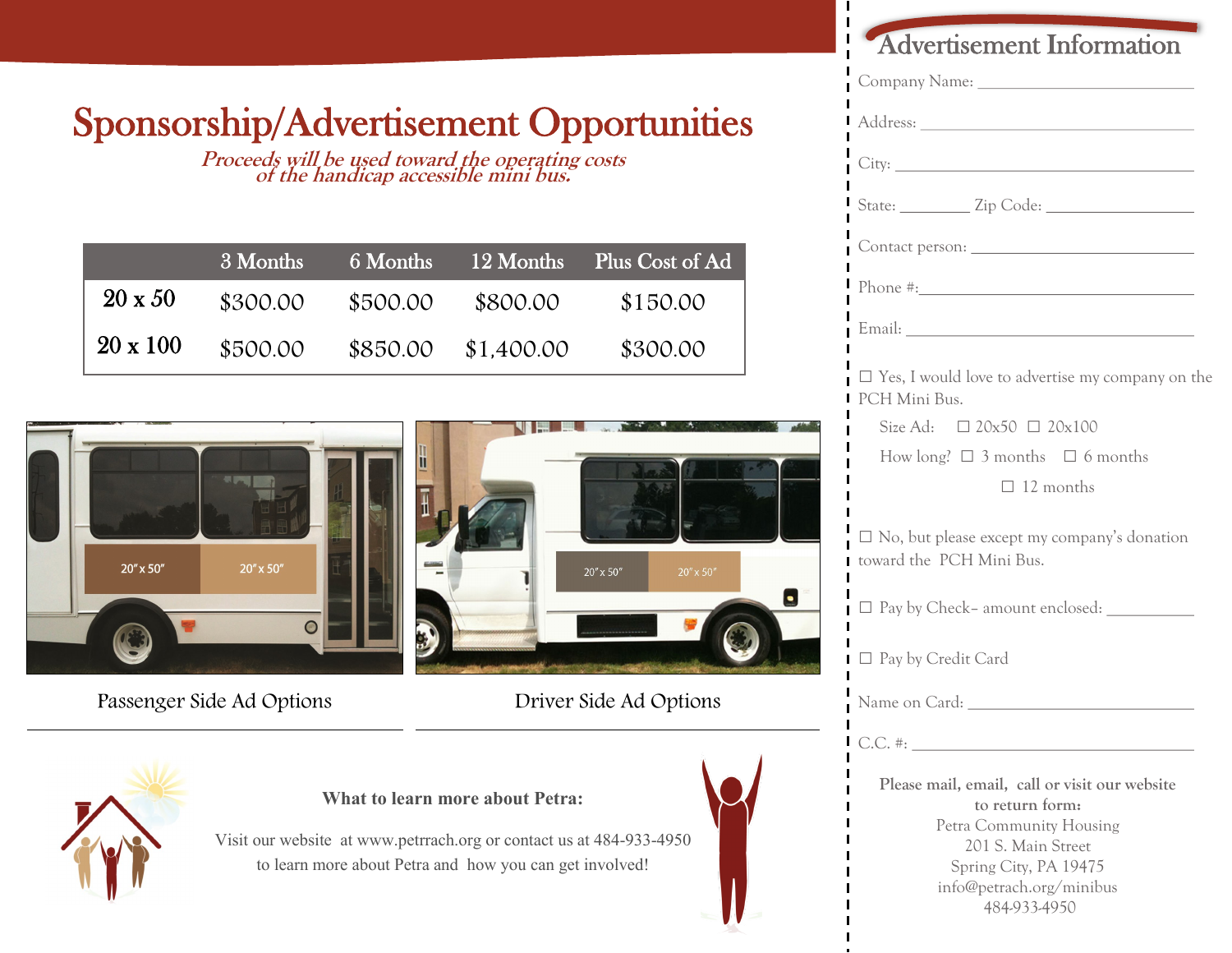# Sponsorship/Advertisement Opportunities

*Proceeds will be used toward the operating costs of the handicap accessible mini bus.*

| | 3 Months | 6 Months | 12 Months | Plus Cost of Ad |
|---|---|---|---|---|
| 20 x 50 | $300.00 | $500.00 | $800.00 | $150.00 |
| 20 x 100 | $500.00 | $850.00 | $1,400.00 | $300.00 |

20" x 50"
20" x 50"

Passenger Side Ad Options

20" x 50"
20" x 50"

Driver Side Ad Options

**What to learn more about Petra:**

Visit our website at www.petrrach.org or contact us at 484-933-4950 to learn more about Petra and how you can get involved!

## Advertisement Information

Company Name: ____________________________

Address: ____________________________

City: ____________________________

State: ________ Zip Code: ________________

Contact person: ____________________________

Phone #:____________________________

Email: ____________________________

☐ Yes, I would love to advertise my company on the PCH Mini Bus.

Size Ad: ☐ 20x50 ☐ 20x100

How long? ☐ 3 months ☐ 6 months

☐ 12 months

☐ No, but please except my company's donation toward the PCH Mini Bus.

☐ Pay by Check– amount enclosed: __________

☐ Pay by Credit Card

Name on Card: ____________________________

C.C. #: ____________________________

**Please mail, email, call or visit our website to return form:**

Petra Community Housing
201 S. Main Street
Spring City, PA 19475
info@petrach.org/minibus
484-933-4950